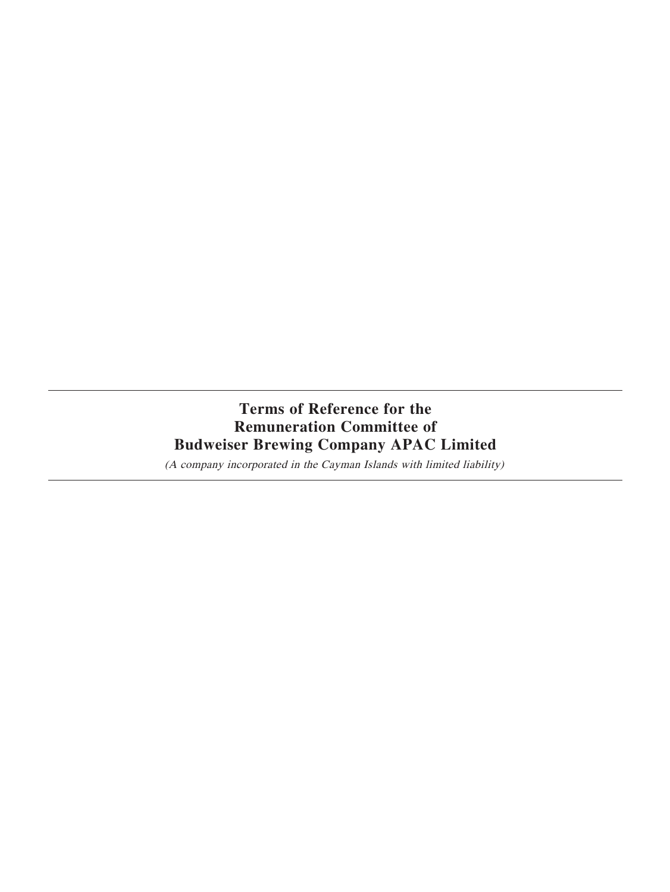# Terms of Reference for the Remuneration Committee of Budweiser Brewing Company APAC Limited

*(A company incorporated in the Cayman Islands with limited liability)*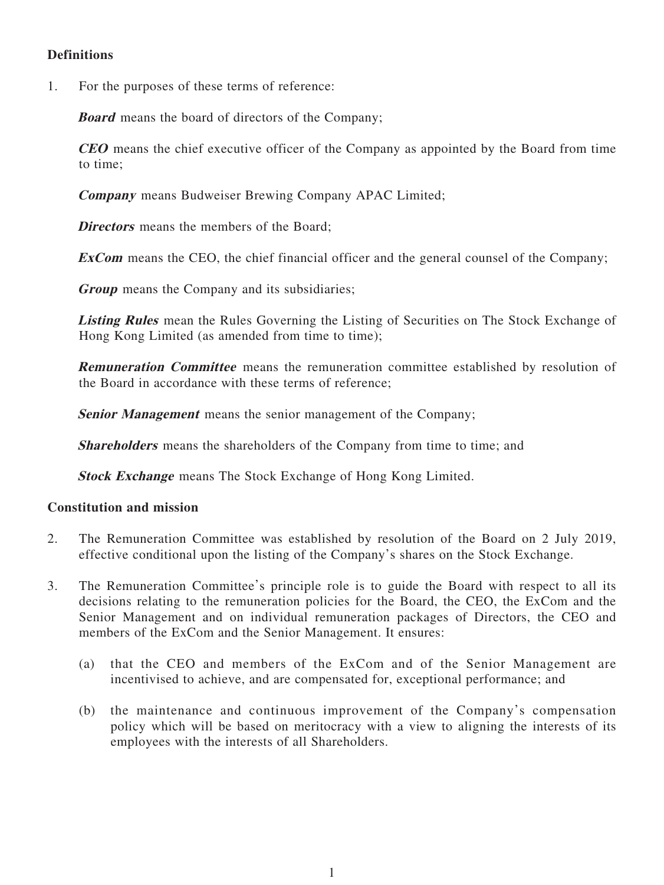## Definitions

1. For the purposes of these terms of reference:

   ***Board*** means the board of directors of the Company;

   ***CEO*** means the chief executive officer of the Company as appointed by the Board from time to time;

   ***Company*** means Budweiser Brewing Company APAC Limited;

   ***Directors*** means the members of the Board;

   ***ExCom*** means the CEO, the chief financial officer and the general counsel of the Company;

   ***Group*** means the Company and its subsidiaries;

   ***Listing Rules*** mean the Rules Governing the Listing of Securities on The Stock Exchange of Hong Kong Limited (as amended from time to time);

   ***Remuneration Committee*** means the remuneration committee established by resolution of the Board in accordance with these terms of reference;

   ***Senior Management*** means the senior management of the Company;

   ***Shareholders*** means the shareholders of the Company from time to time; and

   ***Stock Exchange*** means The Stock Exchange of Hong Kong Limited.

## Constitution and mission

2. The Remuneration Committee was established by resolution of the Board on 2 July 2019, effective conditional upon the listing of the Company's shares on the Stock Exchange.

3. The Remuneration Committee's principle role is to guide the Board with respect to all its decisions relating to the remuneration policies for the Board, the CEO, the ExCom and the Senior Management and on individual remuneration packages of Directors, the CEO and members of the ExCom and the Senior Management. It ensures:

   (a) that the CEO and members of the ExCom and of the Senior Management are incentivised to achieve, and are compensated for, exceptional performance; and

   (b) the maintenance and continuous improvement of the Company's compensation policy which will be based on meritocracy with a view to aligning the interests of its employees with the interests of all Shareholders.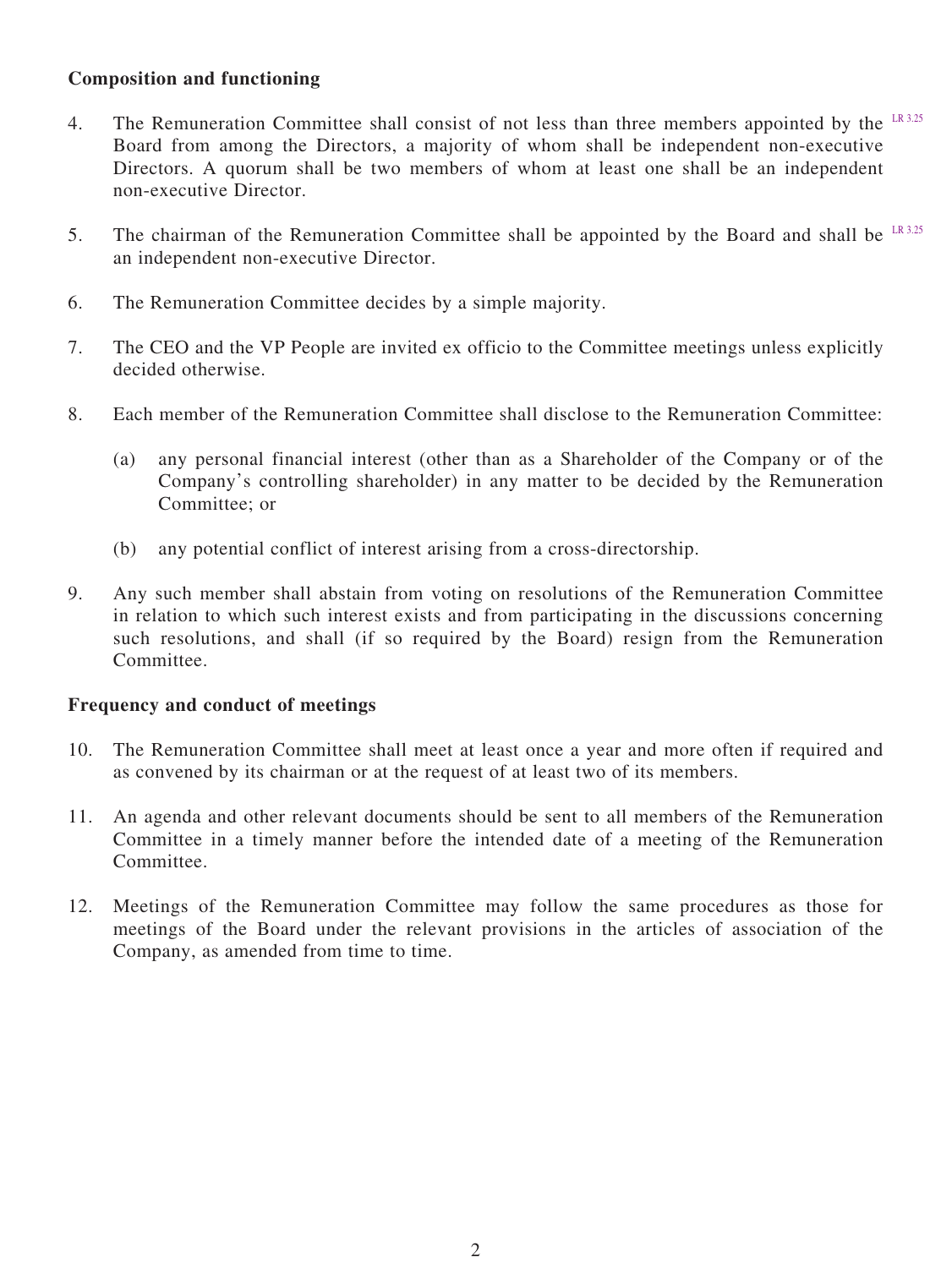**Composition and functioning**

4. The Remuneration Committee shall consist of not less than three members appointed by the Board from among the Directors, a majority of whom shall be independent non-executive Directors. A quorum shall be two members of whom at least one shall be an independent non-executive Director. LR 3.25

5. The chairman of the Remuneration Committee shall be appointed by the Board and shall be an independent non-executive Director. LR 3.25

6. The Remuneration Committee decides by a simple majority.

7. The CEO and the VP People are invited ex officio to the Committee meetings unless explicitly decided otherwise.

8. Each member of the Remuneration Committee shall disclose to the Remuneration Committee:

   (a) any personal financial interest (other than as a Shareholder of the Company or of the Company's controlling shareholder) in any matter to be decided by the Remuneration Committee; or

   (b) any potential conflict of interest arising from a cross-directorship.

9. Any such member shall abstain from voting on resolutions of the Remuneration Committee in relation to which such interest exists and from participating in the discussions concerning such resolutions, and shall (if so required by the Board) resign from the Remuneration Committee.

**Frequency and conduct of meetings**

10. The Remuneration Committee shall meet at least once a year and more often if required and as convened by its chairman or at the request of at least two of its members.

11. An agenda and other relevant documents should be sent to all members of the Remuneration Committee in a timely manner before the intended date of a meeting of the Remuneration Committee.

12. Meetings of the Remuneration Committee may follow the same procedures as those for meetings of the Board under the relevant provisions in the articles of association of the Company, as amended from time to time.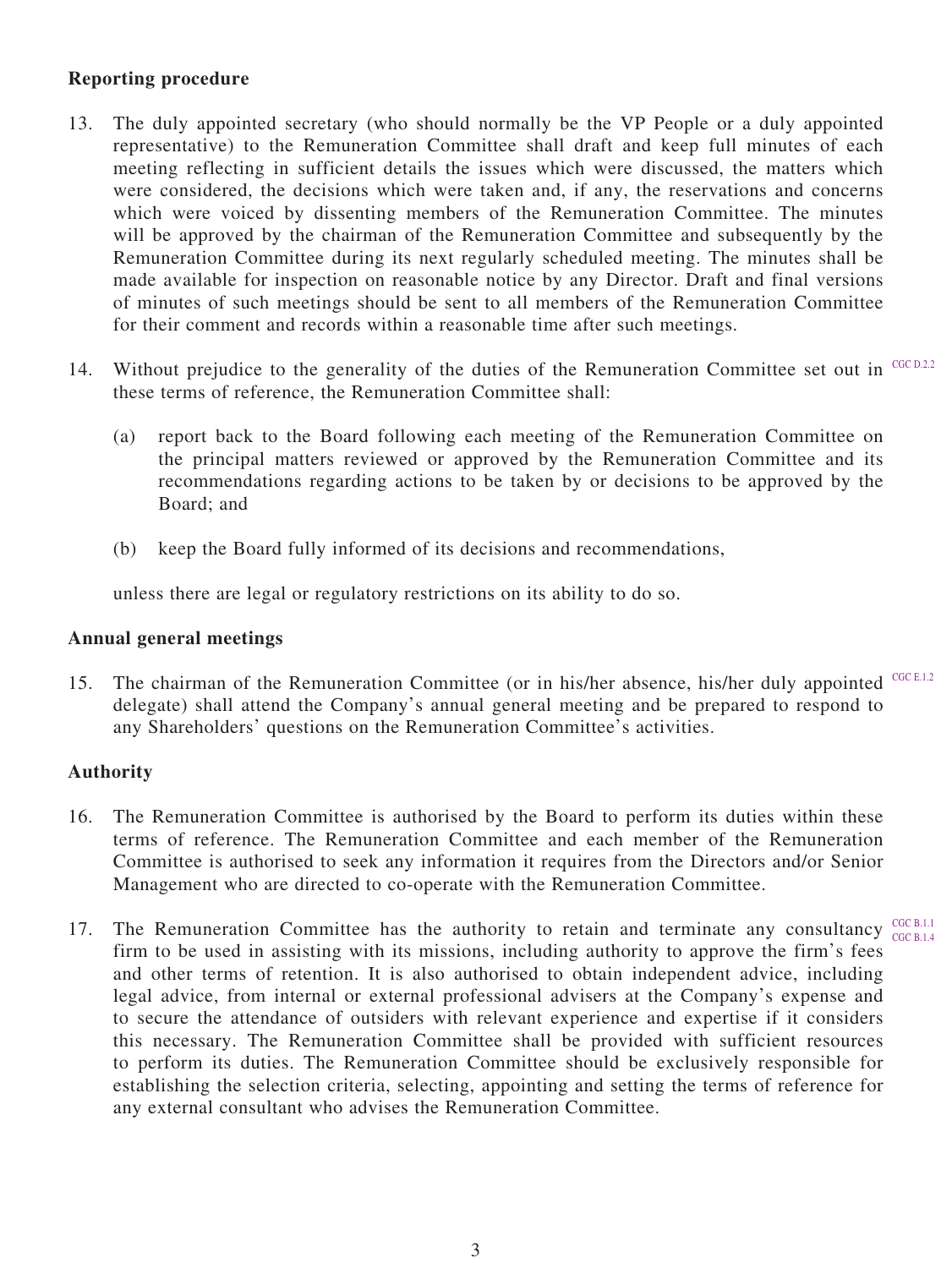### Reporting procedure

13. The duly appointed secretary (who should normally be the VP People or a duly appointed representative) to the Remuneration Committee shall draft and keep full minutes of each meeting reflecting in sufficient details the issues which were discussed, the matters which were considered, the decisions which were taken and, if any, the reservations and concerns which were voiced by dissenting members of the Remuneration Committee. The minutes will be approved by the chairman of the Remuneration Committee and subsequently by the Remuneration Committee during its next regularly scheduled meeting. The minutes shall be made available for inspection on reasonable notice by any Director. Draft and final versions of minutes of such meetings should be sent to all members of the Remuneration Committee for their comment and records within a reasonable time after such meetings.

14. Without prejudice to the generality of the duties of the Remuneration Committee set out in these terms of reference, the Remuneration Committee shall: CGC D.2.2

    (a) report back to the Board following each meeting of the Remuneration Committee on the principal matters reviewed or approved by the Remuneration Committee and its recommendations regarding actions to be taken by or decisions to be approved by the Board; and

    (b) keep the Board fully informed of its decisions and recommendations,

    unless there are legal or regulatory restrictions on its ability to do so.

### Annual general meetings

15. The chairman of the Remuneration Committee (or in his/her absence, his/her duly appointed delegate) shall attend the Company's annual general meeting and be prepared to respond to any Shareholders' questions on the Remuneration Committee's activities. CGC E.1.2

### Authority

16. The Remuneration Committee is authorised by the Board to perform its duties within these terms of reference. The Remuneration Committee and each member of the Remuneration Committee is authorised to seek any information it requires from the Directors and/or Senior Management who are directed to co-operate with the Remuneration Committee.

17. The Remuneration Committee has the authority to retain and terminate any consultancy firm to be used in assisting with its missions, including authority to approve the firm's fees and other terms of retention. It is also authorised to obtain independent advice, including legal advice, from internal or external professional advisers at the Company's expense and to secure the attendance of outsiders with relevant experience and expertise if it considers this necessary. The Remuneration Committee shall be provided with sufficient resources to perform its duties. The Remuneration Committee should be exclusively responsible for establishing the selection criteria, selecting, appointing and setting the terms of reference for any external consultant who advises the Remuneration Committee. CGC B.1.1 CGC B.1.4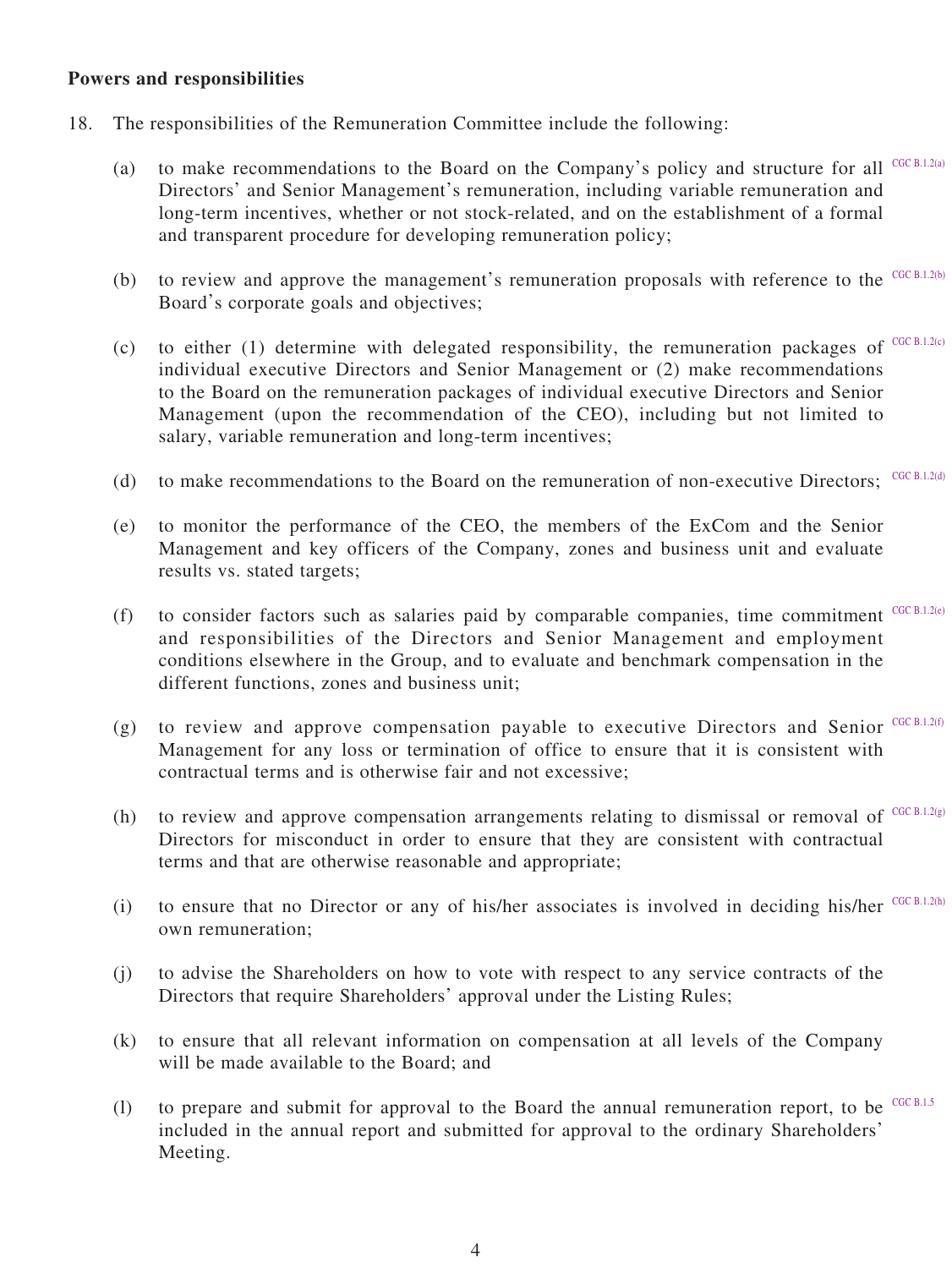**Powers and responsibilities**

18. The responsibilities of the Remuneration Committee include the following:

    (a) to make recommendations to the Board on the Company's policy and structure for all Directors' and Senior Management's remuneration, including variable remuneration and long-term incentives, whether or not stock-related, and on the establishment of a formal and transparent procedure for developing remuneration policy; CGC B.1.2(a)

    (b) to review and approve the management's remuneration proposals with reference to the Board's corporate goals and objectives; CGC B.1.2(b)

    (c) to either (1) determine with delegated responsibility, the remuneration packages of individual executive Directors and Senior Management or (2) make recommendations to the Board on the remuneration packages of individual executive Directors and Senior Management (upon the recommendation of the CEO), including but not limited to salary, variable remuneration and long-term incentives; CGC B.1.2(c)

    (d) to make recommendations to the Board on the remuneration of non-executive Directors; CGC B.1.2(d)

    (e) to monitor the performance of the CEO, the members of the ExCom and the Senior Management and key officers of the Company, zones and business unit and evaluate results vs. stated targets;

    (f) to consider factors such as salaries paid by comparable companies, time commitment and responsibilities of the Directors and Senior Management and employment conditions elsewhere in the Group, and to evaluate and benchmark compensation in the different functions, zones and business unit; CGC B.1.2(e)

    (g) to review and approve compensation payable to executive Directors and Senior Management for any loss or termination of office to ensure that it is consistent with contractual terms and is otherwise fair and not excessive; CGC B.1.2(f)

    (h) to review and approve compensation arrangements relating to dismissal or removal of Directors for misconduct in order to ensure that they are consistent with contractual terms and that are otherwise reasonable and appropriate; CGC B.1.2(g)

    (i) to ensure that no Director or any of his/her associates is involved in deciding his/her own remuneration; CGC B.1.2(h)

    (j) to advise the Shareholders on how to vote with respect to any service contracts of the Directors that require Shareholders' approval under the Listing Rules;

    (k) to ensure that all relevant information on compensation at all levels of the Company will be made available to the Board; and

    (l) to prepare and submit for approval to the Board the annual remuneration report, to be included in the annual report and submitted for approval to the ordinary Shareholders' Meeting. CGC B.1.5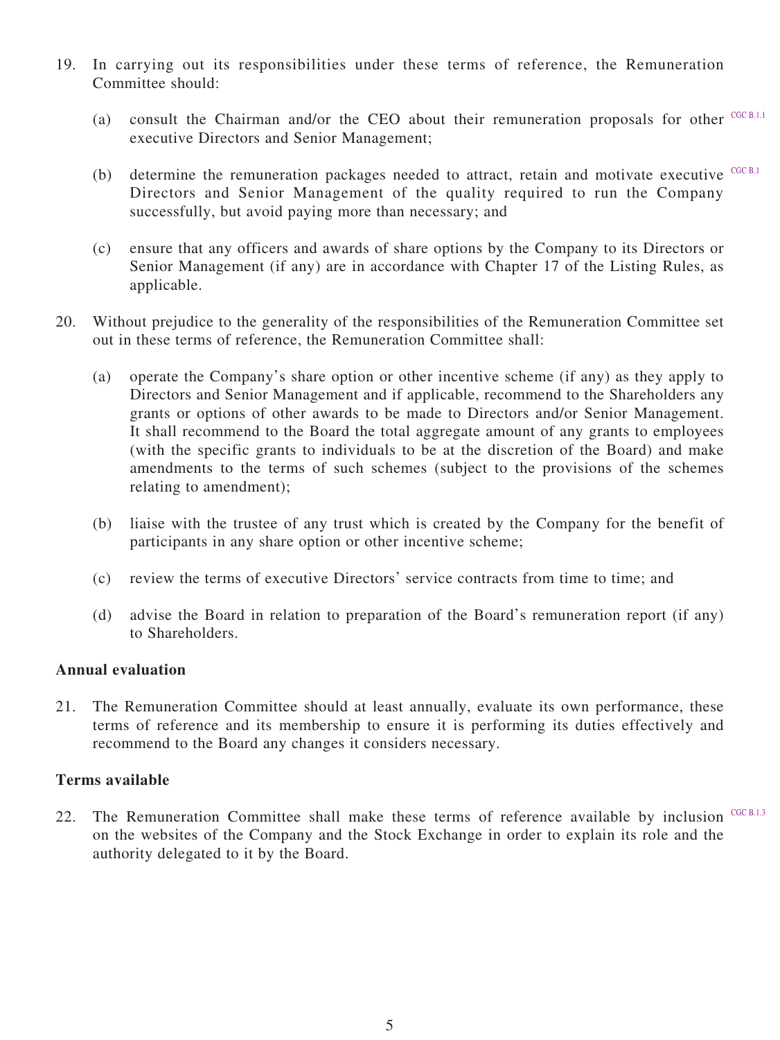19. In carrying out its responsibilities under these terms of reference, the Remuneration Committee should:

    (a) consult the Chairman and/or the CEO about their remuneration proposals for other executive Directors and Senior Management; CGC B.1.1

    (b) determine the remuneration packages needed to attract, retain and motivate executive Directors and Senior Management of the quality required to run the Company successfully, but avoid paying more than necessary; and CGC B.1

    (c) ensure that any officers and awards of share options by the Company to its Directors or Senior Management (if any) are in accordance with Chapter 17 of the Listing Rules, as applicable.

20. Without prejudice to the generality of the responsibilities of the Remuneration Committee set out in these terms of reference, the Remuneration Committee shall:

    (a) operate the Company's share option or other incentive scheme (if any) as they apply to Directors and Senior Management and if applicable, recommend to the Shareholders any grants or options of other awards to be made to Directors and/or Senior Management. It shall recommend to the Board the total aggregate amount of any grants to employees (with the specific grants to individuals to be at the discretion of the Board) and make amendments to the terms of such schemes (subject to the provisions of the schemes relating to amendment);

    (b) liaise with the trustee of any trust which is created by the Company for the benefit of participants in any share option or other incentive scheme;

    (c) review the terms of executive Directors' service contracts from time to time; and

    (d) advise the Board in relation to preparation of the Board's remuneration report (if any) to Shareholders.

**Annual evaluation**

21. The Remuneration Committee should at least annually, evaluate its own performance, these terms of reference and its membership to ensure it is performing its duties effectively and recommend to the Board any changes it considers necessary.

**Terms available**

22. The Remuneration Committee shall make these terms of reference available by inclusion on the websites of the Company and the Stock Exchange in order to explain its role and the authority delegated to it by the Board. CGC B.1.3